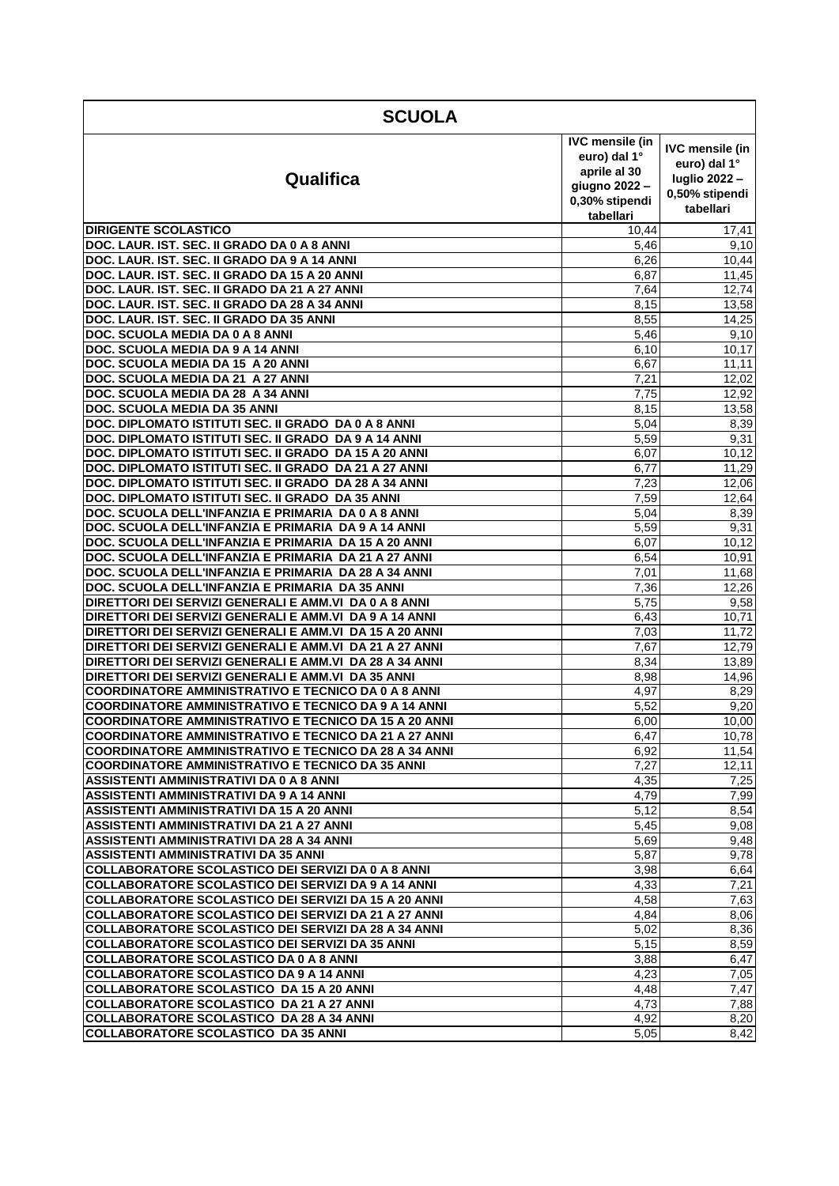| SCUOLA | | |
|---|---|---|
| **Qualifica** | **IVC mensile (in euro) dal 1° aprile al 30 giugno 2022 – 0,30% stipendi tabellari** | **IVC mensile (in euro) dal 1° luglio 2022 – 0,50% stipendi tabellari** |
| **DIRIGENTE SCOLASTICO** | 10,44 | 17,41 |
| **DOC. LAUR. IST. SEC. II GRADO DA 0 A 8 ANNI** | 5,46 | 9,10 |
| **DOC. LAUR. IST. SEC. II GRADO DA 9 A 14 ANNI** | 6,26 | 10,44 |
| **DOC. LAUR. IST. SEC. II GRADO DA 15 A 20 ANNI** | 6,87 | 11,45 |
| **DOC. LAUR. IST. SEC. II GRADO DA 21 A 27 ANNI** | 7,64 | 12,74 |
| **DOC. LAUR. IST. SEC. II GRADO DA 28 A 34 ANNI** | 8,15 | 13,58 |
| **DOC. LAUR. IST. SEC. II GRADO DA 35 ANNI** | 8,55 | 14,25 |
| **DOC. SCUOLA MEDIA DA 0 A 8 ANNI** | 5,46 | 9,10 |
| **DOC. SCUOLA MEDIA DA 9 A 14 ANNI** | 6,10 | 10,17 |
| **DOC. SCUOLA MEDIA DA 15 A 20 ANNI** | 6,67 | 11,11 |
| **DOC. SCUOLA MEDIA DA 21 A 27 ANNI** | 7,21 | 12,02 |
| **DOC. SCUOLA MEDIA DA 28 A 34 ANNI** | 7,75 | 12,92 |
| **DOC. SCUOLA MEDIA DA 35 ANNI** | 8,15 | 13,58 |
| **DOC. DIPLOMATO ISTITUTI SEC. II GRADO DA 0 A 8 ANNI** | 5,04 | 8,39 |
| **DOC. DIPLOMATO ISTITUTI SEC. II GRADO DA 9 A 14 ANNI** | 5,59 | 9,31 |
| **DOC. DIPLOMATO ISTITUTI SEC. II GRADO DA 15 A 20 ANNI** | 6,07 | 10,12 |
| **DOC. DIPLOMATO ISTITUTI SEC. II GRADO DA 21 A 27 ANNI** | 6,77 | 11,29 |
| **DOC. DIPLOMATO ISTITUTI SEC. II GRADO DA 28 A 34 ANNI** | 7,23 | 12,06 |
| **DOC. DIPLOMATO ISTITUTI SEC. II GRADO DA 35 ANNI** | 7,59 | 12,64 |
| **DOC. SCUOLA DELL'INFANZIA E PRIMARIA DA 0 A 8 ANNI** | 5,04 | 8,39 |
| **DOC. SCUOLA DELL'INFANZIA E PRIMARIA DA 9 A 14 ANNI** | 5,59 | 9,31 |
| **DOC. SCUOLA DELL'INFANZIA E PRIMARIA DA 15 A 20 ANNI** | 6,07 | 10,12 |
| **DOC. SCUOLA DELL'INFANZIA E PRIMARIA DA 21 A 27 ANNI** | 6,54 | 10,91 |
| **DOC. SCUOLA DELL'INFANZIA E PRIMARIA DA 28 A 34 ANNI** | 7,01 | 11,68 |
| **DOC. SCUOLA DELL'INFANZIA E PRIMARIA DA 35 ANNI** | 7,36 | 12,26 |
| **DIRETTORI DEI SERVIZI GENERALI E AMM.VI DA 0 A 8 ANNI** | 5,75 | 9,58 |
| **DIRETTORI DEI SERVIZI GENERALI E AMM.VI DA 9 A 14 ANNI** | 6,43 | 10,71 |
| **DIRETTORI DEI SERVIZI GENERALI E AMM.VI DA 15 A 20 ANNI** | 7,03 | 11,72 |
| **DIRETTORI DEI SERVIZI GENERALI E AMM.VI DA 21 A 27 ANNI** | 7,67 | 12,79 |
| **DIRETTORI DEI SERVIZI GENERALI E AMM.VI DA 28 A 34 ANNI** | 8,34 | 13,89 |
| **DIRETTORI DEI SERVIZI GENERALI E AMM.VI DA 35 ANNI** | 8,98 | 14,96 |
| **COORDINATORE AMMINISTRATIVO E TECNICO DA 0 A 8 ANNI** | 4,97 | 8,29 |
| **COORDINATORE AMMINISTRATIVO E TECNICO DA 9 A 14 ANNI** | 5,52 | 9,20 |
| **COORDINATORE AMMINISTRATIVO E TECNICO DA 15 A 20 ANNI** | 6,00 | 10,00 |
| **COORDINATORE AMMINISTRATIVO E TECNICO DA 21 A 27 ANNI** | 6,47 | 10,78 |
| **COORDINATORE AMMINISTRATIVO E TECNICO DA 28 A 34 ANNI** | 6,92 | 11,54 |
| **COORDINATORE AMMINISTRATIVO E TECNICO DA 35 ANNI** | 7,27 | 12,11 |
| **ASSISTENTI AMMINISTRATIVI DA 0 A 8 ANNI** | 4,35 | 7,25 |
| **ASSISTENTI AMMINISTRATIVI DA 9 A 14 ANNI** | 4,79 | 7,99 |
| **ASSISTENTI AMMINISTRATIVI DA 15 A 20 ANNI** | 5,12 | 8,54 |
| **ASSISTENTI AMMINISTRATIVI DA 21 A 27 ANNI** | 5,45 | 9,08 |
| **ASSISTENTI AMMINISTRATIVI DA 28 A 34 ANNI** | 5,69 | 9,48 |
| **ASSISTENTI AMMINISTRATIVI DA 35 ANNI** | 5,87 | 9,78 |
| **COLLABORATORE SCOLASTICO DEI SERVIZI DA 0 A 8 ANNI** | 3,98 | 6,64 |
| **COLLABORATORE SCOLASTICO DEI SERVIZI DA 9 A 14 ANNI** | 4,33 | 7,21 |
| **COLLABORATORE SCOLASTICO DEI SERVIZI DA 15 A 20 ANNI** | 4,58 | 7,63 |
| **COLLABORATORE SCOLASTICO DEI SERVIZI DA 21 A 27 ANNI** | 4,84 | 8,06 |
| **COLLABORATORE SCOLASTICO DEI SERVIZI DA 28 A 34 ANNI** | 5,02 | 8,36 |
| **COLLABORATORE SCOLASTICO DEI SERVIZI DA 35 ANNI** | 5,15 | 8,59 |
| **COLLABORATORE SCOLASTICO DA 0 A 8 ANNI** | 3,88 | 6,47 |
| **COLLABORATORE SCOLASTICO DA 9 A 14 ANNI** | 4,23 | 7,05 |
| **COLLABORATORE SCOLASTICO DA 15 A 20 ANNI** | 4,48 | 7,47 |
| **COLLABORATORE SCOLASTICO DA 21 A 27 ANNI** | 4,73 | 7,88 |
| **COLLABORATORE SCOLASTICO DA 28 A 34 ANNI** | 4,92 | 8,20 |
| **COLLABORATORE SCOLASTICO DA 35 ANNI** | 5,05 | 8,42 |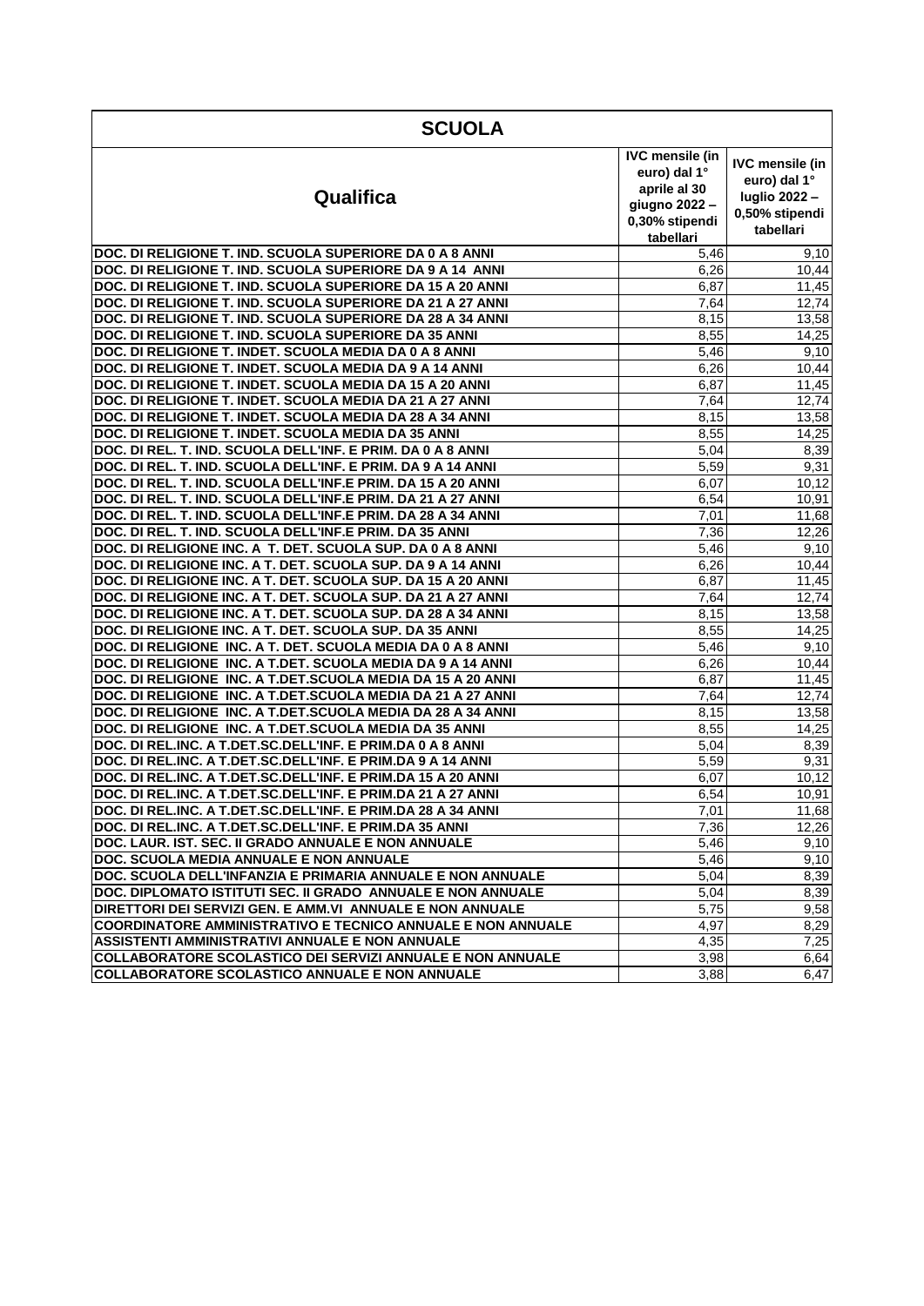| SCUOLA | | |
|---|---|---|
| **Qualifica** | **IVC mensile (in euro) dal 1° aprile al 30 giugno 2022 – 0,30% stipendi tabellari** | **IVC mensile (in euro) dal 1° luglio 2022 – 0,50% stipendi tabellari** |
| DOC. DI RELIGIONE T. IND. SCUOLA SUPERIORE DA 0 A 8 ANNI | 5,46 | 9,10 |
| DOC. DI RELIGIONE T. IND. SCUOLA SUPERIORE DA 9 A 14 ANNI | 6,26 | 10,44 |
| DOC. DI RELIGIONE T. IND. SCUOLA SUPERIORE DA 15 A 20 ANNI | 6,87 | 11,45 |
| DOC. DI RELIGIONE T. IND. SCUOLA SUPERIORE DA 21 A 27 ANNI | 7,64 | 12,74 |
| DOC. DI RELIGIONE T. IND. SCUOLA SUPERIORE DA 28 A 34 ANNI | 8,15 | 13,58 |
| DOC. DI RELIGIONE T. IND. SCUOLA SUPERIORE DA 35 ANNI | 8,55 | 14,25 |
| DOC. DI RELIGIONE T. INDET. SCUOLA MEDIA DA 0 A 8 ANNI | 5,46 | 9,10 |
| DOC. DI RELIGIONE T. INDET. SCUOLA MEDIA DA 9 A 14 ANNI | 6,26 | 10,44 |
| DOC. DI RELIGIONE T. INDET. SCUOLA MEDIA DA 15 A 20 ANNI | 6,87 | 11,45 |
| DOC. DI RELIGIONE T. INDET. SCUOLA MEDIA DA 21 A 27 ANNI | 7,64 | 12,74 |
| DOC. DI RELIGIONE T. INDET. SCUOLA MEDIA DA 28 A 34 ANNI | 8,15 | 13,58 |
| DOC. DI RELIGIONE T. INDET. SCUOLA MEDIA DA 35 ANNI | 8,55 | 14,25 |
| DOC. DI REL. T. IND. SCUOLA DELL'INF. E PRIM. DA 0 A 8 ANNI | 5,04 | 8,39 |
| DOC. DI REL. T. IND. SCUOLA DELL'INF. E PRIM. DA 9 A 14 ANNI | 5,59 | 9,31 |
| DOC. DI REL. T. IND. SCUOLA DELL'INF.E PRIM. DA 15 A 20 ANNI | 6,07 | 10,12 |
| DOC. DI REL. T. IND. SCUOLA DELL'INF.E PRIM. DA 21 A 27 ANNI | 6,54 | 10,91 |
| DOC. DI REL. T. IND. SCUOLA DELL'INF.E PRIM. DA 28 A 34 ANNI | 7,01 | 11,68 |
| DOC. DI REL. T. IND. SCUOLA DELL'INF.E PRIM. DA 35 ANNI | 7,36 | 12,26 |
| DOC. DI RELIGIONE INC. A T. DET. SCUOLA SUP. DA 0 A 8 ANNI | 5,46 | 9,10 |
| DOC. DI RELIGIONE INC. A T. DET. SCUOLA SUP. DA 9 A 14 ANNI | 6,26 | 10,44 |
| DOC. DI RELIGIONE INC. A T. DET. SCUOLA SUP. DA 15 A 20 ANNI | 6,87 | 11,45 |
| DOC. DI RELIGIONE INC. A T. DET. SCUOLA SUP. DA 21 A 27 ANNI | 7,64 | 12,74 |
| DOC. DI RELIGIONE INC. A T. DET. SCUOLA SUP. DA 28 A 34 ANNI | 8,15 | 13,58 |
| DOC. DI RELIGIONE INC. A T. DET. SCUOLA SUP. DA 35 ANNI | 8,55 | 14,25 |
| DOC. DI RELIGIONE INC. A T. DET. SCUOLA MEDIA DA 0 A 8 ANNI | 5,46 | 9,10 |
| DOC. DI RELIGIONE INC. A T.DET. SCUOLA MEDIA DA 9 A 14 ANNI | 6,26 | 10,44 |
| DOC. DI RELIGIONE INC. A T.DET.SCUOLA MEDIA DA 15 A 20 ANNI | 6,87 | 11,45 |
| DOC. DI RELIGIONE INC. A T.DET.SCUOLA MEDIA DA 21 A 27 ANNI | 7,64 | 12,74 |
| DOC. DI RELIGIONE INC. A T.DET.SCUOLA MEDIA DA 28 A 34 ANNI | 8,15 | 13,58 |
| DOC. DI RELIGIONE INC. A T.DET.SCUOLA MEDIA DA 35 ANNI | 8,55 | 14,25 |
| DOC. DI REL.INC. A T.DET.SC.DELL'INF. E PRIM.DA 0 A 8 ANNI | 5,04 | 8,39 |
| DOC. DI REL.INC. A T.DET.SC.DELL'INF. E PRIM.DA 9 A 14 ANNI | 5,59 | 9,31 |
| DOC. DI REL.INC. A T.DET.SC.DELL'INF. E PRIM.DA 15 A 20 ANNI | 6,07 | 10,12 |
| DOC. DI REL.INC. A T.DET.SC.DELL'INF. E PRIM.DA 21 A 27 ANNI | 6,54 | 10,91 |
| DOC. DI REL.INC. A T.DET.SC.DELL'INF. E PRIM.DA 28 A 34 ANNI | 7,01 | 11,68 |
| DOC. DI REL.INC. A T.DET.SC.DELL'INF. E PRIM.DA 35 ANNI | 7,36 | 12,26 |
| DOC. LAUR. IST. SEC. II GRADO ANNUALE E NON ANNUALE | 5,46 | 9,10 |
| DOC. SCUOLA MEDIA ANNUALE E NON ANNUALE | 5,46 | 9,10 |
| DOC. SCUOLA DELL'INFANZIA E PRIMARIA ANNUALE E NON ANNUALE | 5,04 | 8,39 |
| DOC. DIPLOMATO ISTITUTI SEC. II GRADO ANNUALE E NON ANNUALE | 5,04 | 8,39 |
| DIRETTORI DEI SERVIZI GEN. E AMM.VI ANNUALE E NON ANNUALE | 5,75 | 9,58 |
| COORDINATORE AMMINISTRATIVO E TECNICO ANNUALE E NON ANNUALE | 4,97 | 8,29 |
| ASSISTENTI AMMINISTRATIVI ANNUALE E NON ANNUALE | 4,35 | 7,25 |
| COLLABORATORE SCOLASTICO DEI SERVIZI ANNUALE E NON ANNUALE | 3,98 | 6,64 |
| COLLABORATORE SCOLASTICO ANNUALE E NON ANNUALE | 3,88 | 6,47 |